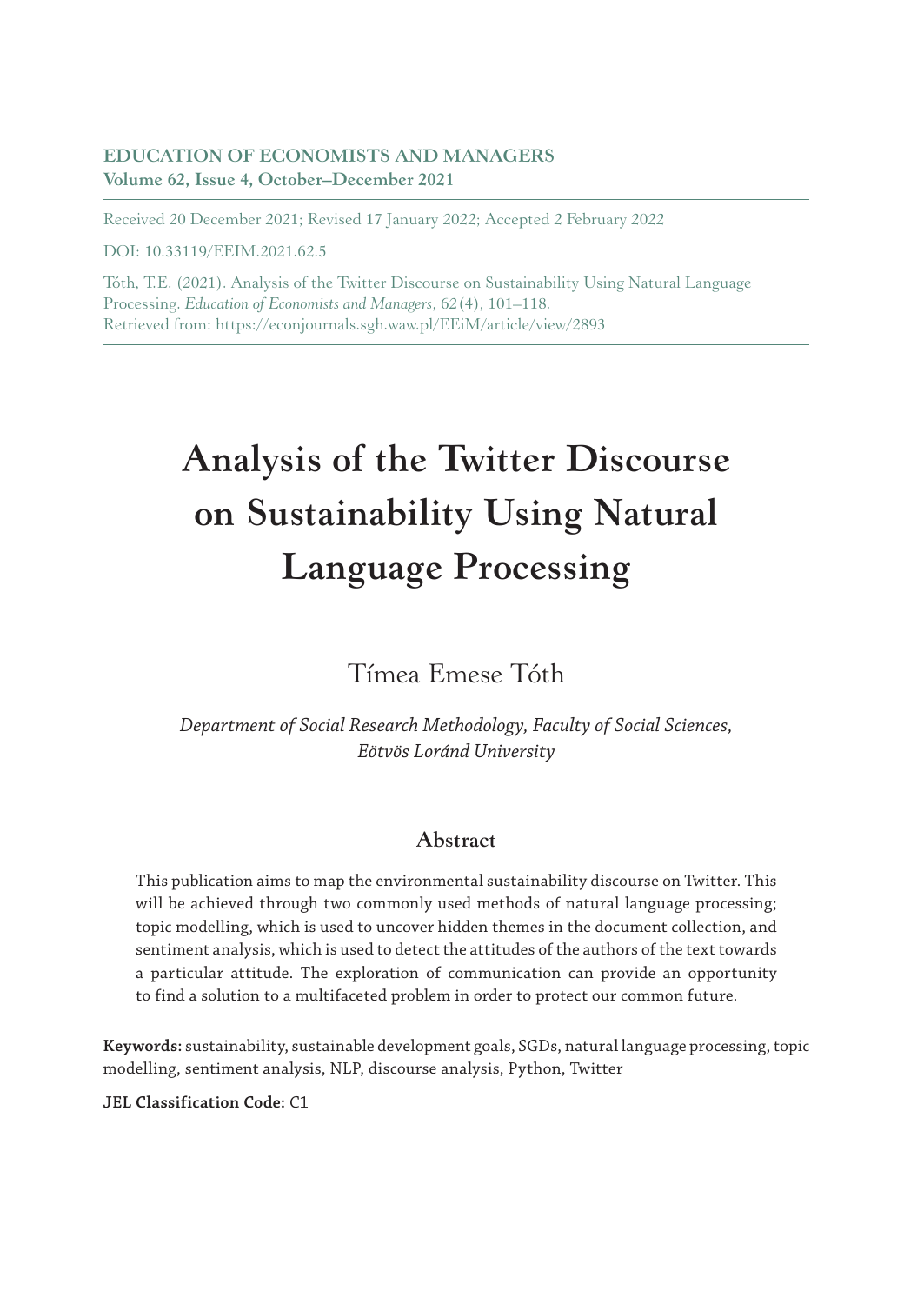**EDUCATION OF ECONOMISTS AND MANAGERS**
**Volume 62, Issue 4, October–December 2021**

Received 20 December 2021; Revised 17 January 2022; Accepted 2 February 2022

DOI: 10.33119/EEIM.2021.62.5

Tóth, T.E. (2021). Analysis of the Twitter Discourse on Sustainability Using Natural Language Processing. *Education of Economists and Managers*, 62(4), 101–118.
Retrieved from: https://econjournals.sgh.waw.pl/EEiM/article/view/2893

# Analysis of the Twitter Discourse on Sustainability Using Natural Language Processing

Tímea Emese Tóth

*Department of Social Research Methodology, Faculty of Social Sciences, Eötvös Loránd University*

## Abstract

This publication aims to map the environmental sustainability discourse on Twitter. This will be achieved through two commonly used methods of natural language processing; topic modelling, which is used to uncover hidden themes in the document collection, and sentiment analysis, which is used to detect the attitudes of the authors of the text towards a particular attitude. The exploration of communication can provide an opportunity to find a solution to a multifaceted problem in order to protect our common future.

**Keywords:** sustainability, sustainable development goals, SGDs, natural language processing, topic modelling, sentiment analysis, NLP, discourse analysis, Python, Twitter

**JEL Classification Code:** C1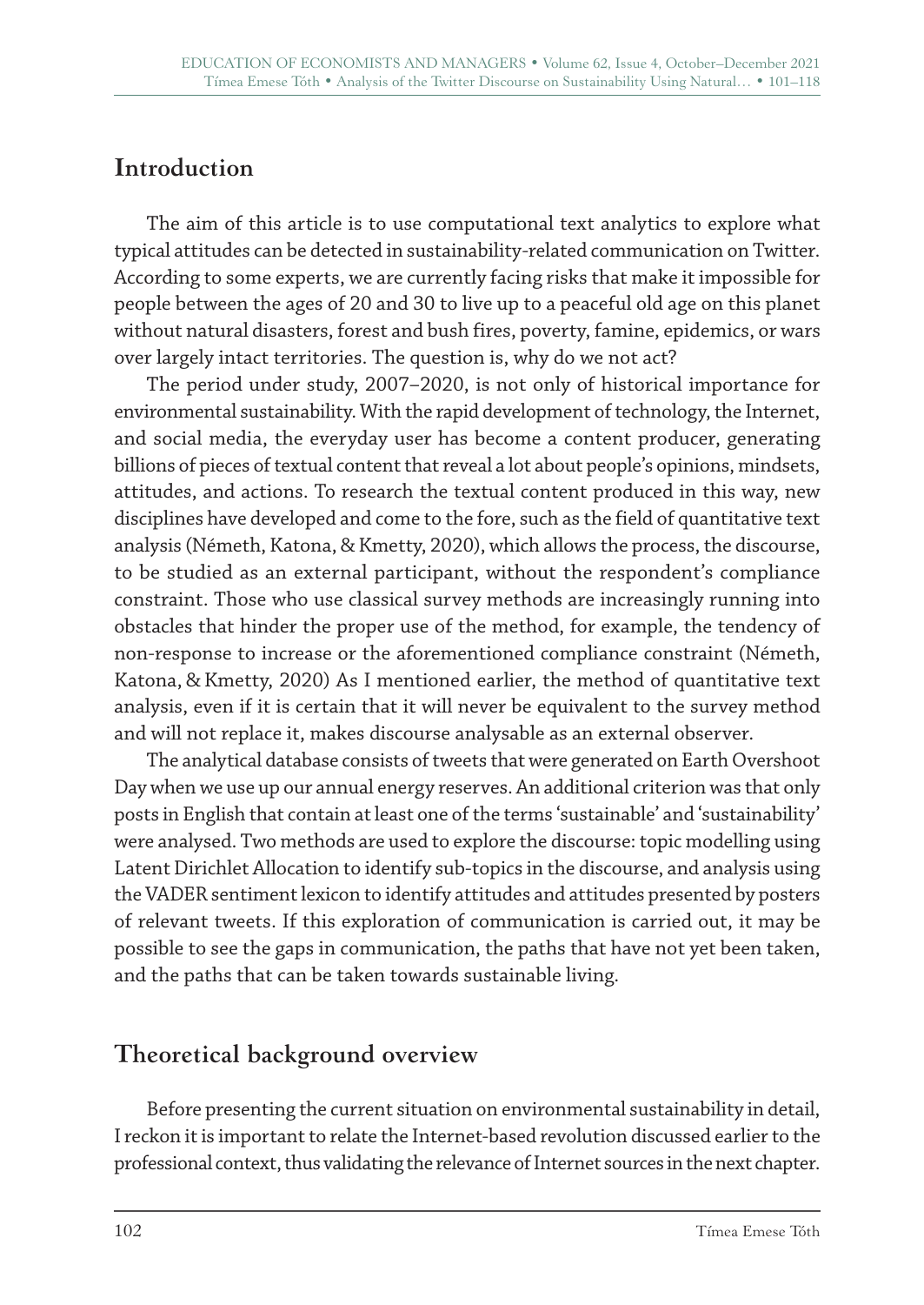## Introduction

The aim of this article is to use computational text analytics to explore what typical attitudes can be detected in sustainability-related communication on Twitter. According to some experts, we are currently facing risks that make it impossible for people between the ages of 20 and 30 to live up to a peaceful old age on this planet without natural disasters, forest and bush fires, poverty, famine, epidemics, or wars over largely intact territories. The question is, why do we not act?

The period under study, 2007–2020, is not only of historical importance for environmental sustainability. With the rapid development of technology, the Internet, and social media, the everyday user has become a content producer, generating billions of pieces of textual content that reveal a lot about people's opinions, mindsets, attitudes, and actions. To research the textual content produced in this way, new disciplines have developed and come to the fore, such as the field of quantitative text analysis (Németh, Katona, & Kmetty, 2020), which allows the process, the discourse, to be studied as an external participant, without the respondent's compliance constraint. Those who use classical survey methods are increasingly running into obstacles that hinder the proper use of the method, for example, the tendency of non-response to increase or the aforementioned compliance constraint (Németh, Katona, & Kmetty, 2020) As I mentioned earlier, the method of quantitative text analysis, even if it is certain that it will never be equivalent to the survey method and will not replace it, makes discourse analysable as an external observer.

The analytical database consists of tweets that were generated on Earth Overshoot Day when we use up our annual energy reserves. An additional criterion was that only posts in English that contain at least one of the terms 'sustainable' and 'sustainability' were analysed. Two methods are used to explore the discourse: topic modelling using Latent Dirichlet Allocation to identify sub-topics in the discourse, and analysis using the VADER sentiment lexicon to identify attitudes and attitudes presented by posters of relevant tweets. If this exploration of communication is carried out, it may be possible to see the gaps in communication, the paths that have not yet been taken, and the paths that can be taken towards sustainable living.

## Theoretical background overview

Before presenting the current situation on environmental sustainability in detail, I reckon it is important to relate the Internet-based revolution discussed earlier to the professional context, thus validating the relevance of Internet sources in the next chapter.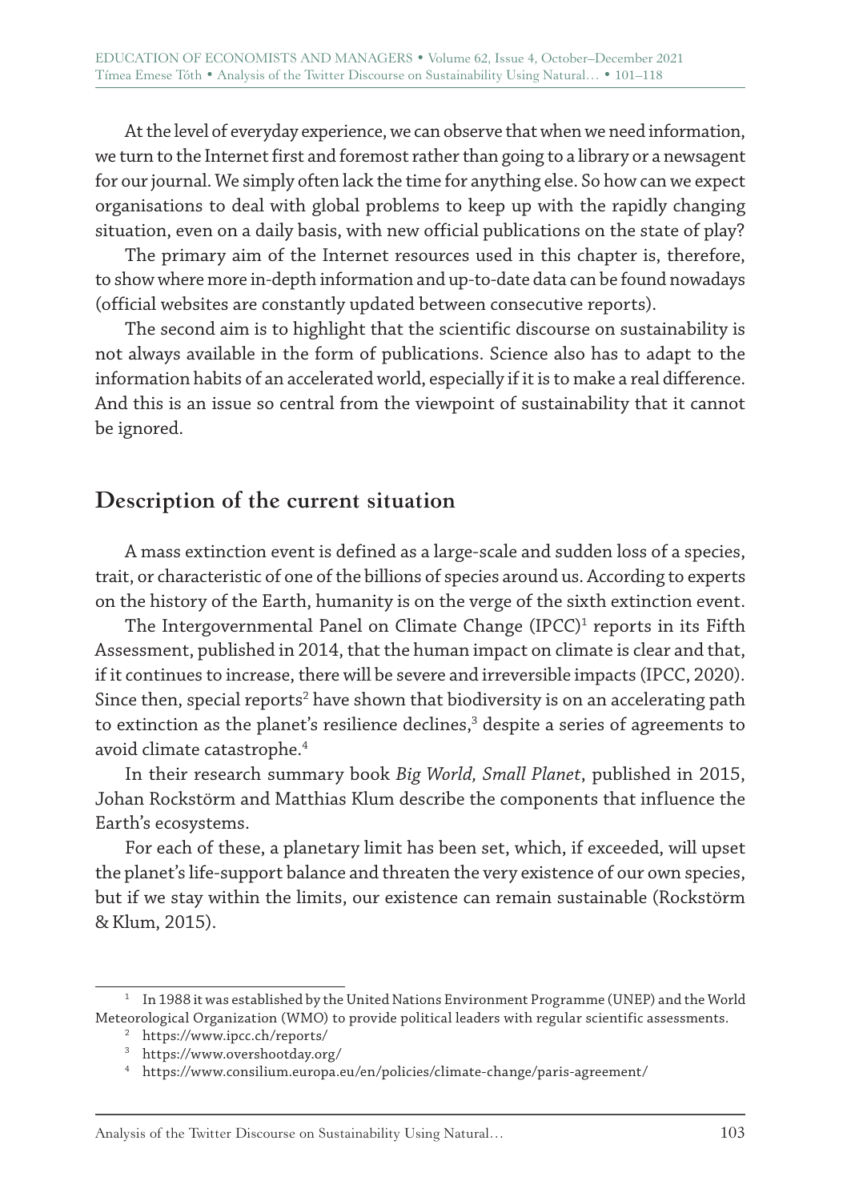At the level of everyday experience, we can observe that when we need information, we turn to the Internet first and foremost rather than going to a library or a newsagent for our journal. We simply often lack the time for anything else. So how can we expect organisations to deal with global problems to keep up with the rapidly changing situation, even on a daily basis, with new official publications on the state of play?

The primary aim of the Internet resources used in this chapter is, therefore, to show where more in-depth information and up-to-date data can be found nowadays (official websites are constantly updated between consecutive reports).

The second aim is to highlight that the scientific discourse on sustainability is not always available in the form of publications. Science also has to adapt to the information habits of an accelerated world, especially if it is to make a real difference. And this is an issue so central from the viewpoint of sustainability that it cannot be ignored.

## Description of the current situation

A mass extinction event is defined as a large-scale and sudden loss of a species, trait, or characteristic of one of the billions of species around us. According to experts on the history of the Earth, humanity is on the verge of the sixth extinction event.

The Intergovernmental Panel on Climate Change (IPCC)[1] reports in its Fifth Assessment, published in 2014, that the human impact on climate is clear and that, if it continues to increase, there will be severe and irreversible impacts (IPCC, 2020). Since then, special reports[2] have shown that biodiversity is on an accelerating path to extinction as the planet's resilience declines,[3] despite a series of agreements to avoid climate catastrophe.[4]

In their research summary book *Big World, Small Planet*, published in 2015, Johan Rockstörm and Matthias Klum describe the components that influence the Earth's ecosystems.

For each of these, a planetary limit has been set, which, if exceeded, will upset the planet's life-support balance and threaten the very existence of our own species, but if we stay within the limits, our existence can remain sustainable (Rockstörm & Klum, 2015).

---

[1] In 1988 it was established by the United Nations Environment Programme (UNEP) and the World Meteorological Organization (WMO) to provide political leaders with regular scientific assessments.

[2] https://www.ipcc.ch/reports/

[3] https://www.overshootday.org/

[4] https://www.consilium.europa.eu/en/policies/climate-change/paris-agreement/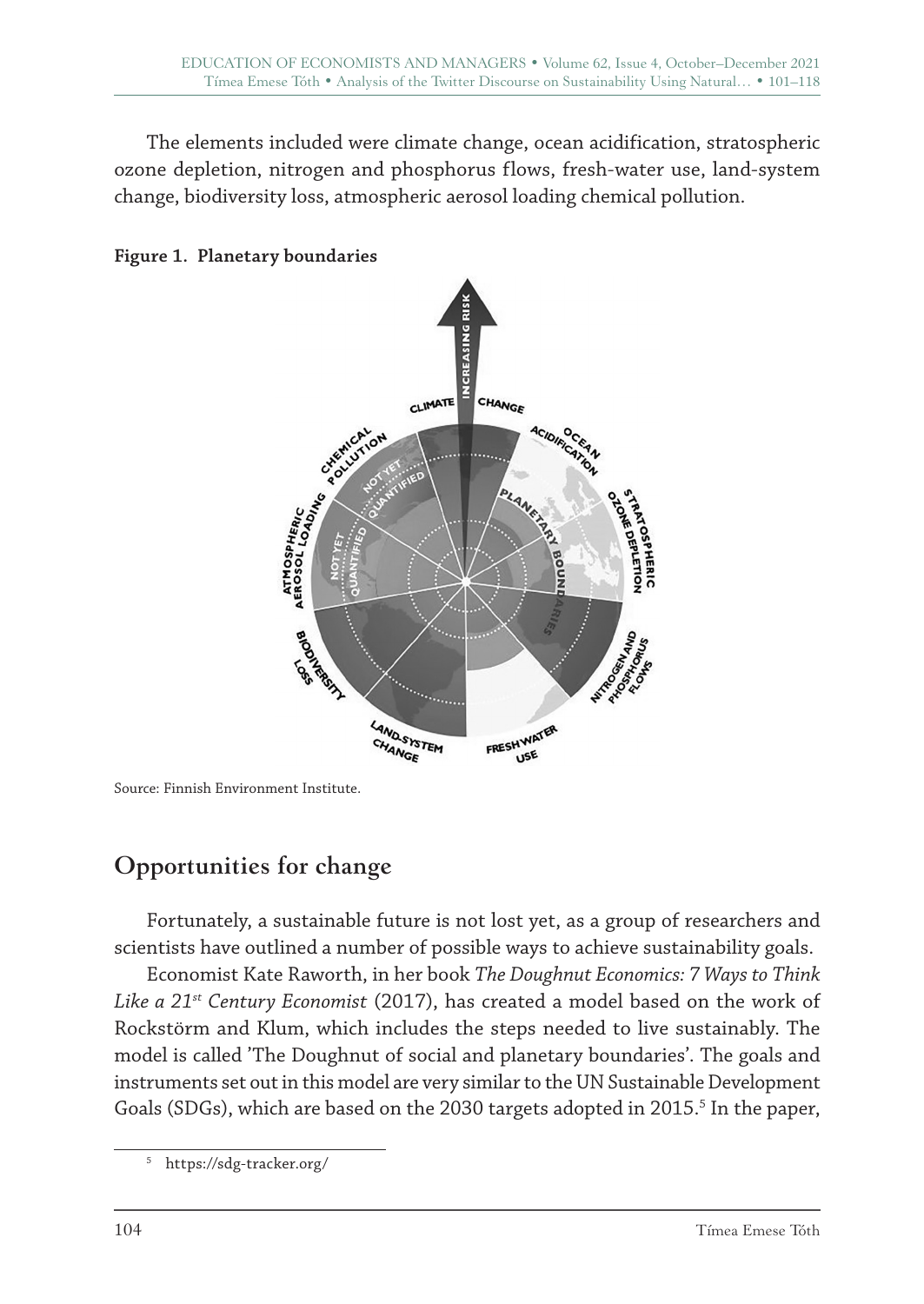The elements included were climate change, ocean acidification, stratospheric ozone depletion, nitrogen and phosphorus flows, fresh-water use, land-system change, biodiversity loss, atmospheric aerosol loading chemical pollution.

**Figure 1. Planetary boundaries**

Source: Finnish Environment Institute.

## Opportunities for change

Fortunately, a sustainable future is not lost yet, as a group of researchers and scientists have outlined a number of possible ways to achieve sustainability goals.

Economist Kate Raworth, in her book *The Doughnut Economics: 7 Ways to Think Like a 21st Century Economist* (2017), has created a model based on the work of Rockstörm and Klum, which includes the steps needed to live sustainably. The model is called 'The Doughnut of social and planetary boundaries'. The goals and instruments set out in this model are very similar to the UN Sustainable Development Goals (SDGs), which are based on the 2030 targets adopted in 2015.[5] In the paper,

[5] https://sdg-tracker.org/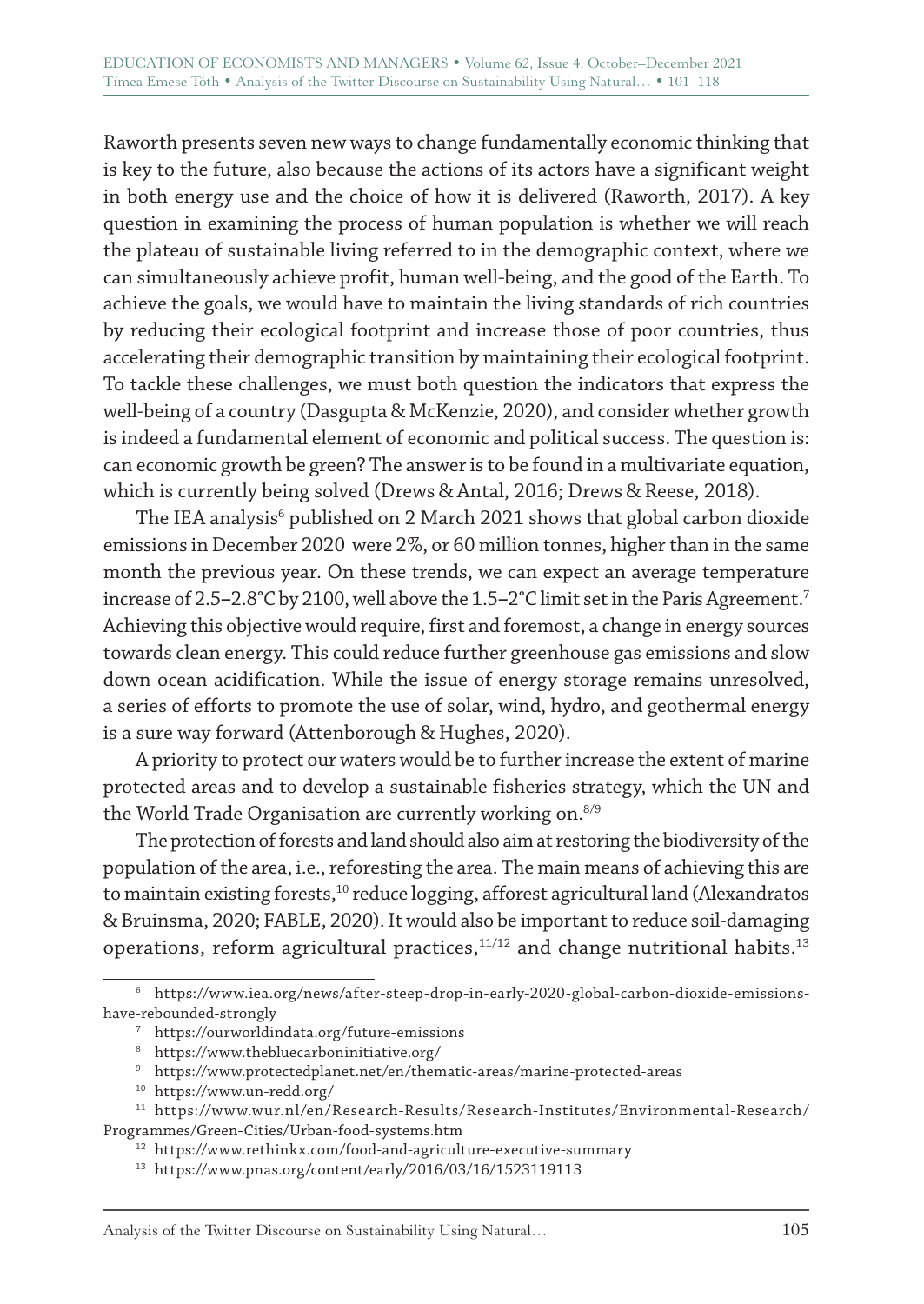Raworth presents seven new ways to change fundamentally economic thinking that is key to the future, also because the actions of its actors have a significant weight in both energy use and the choice of how it is delivered (Raworth, 2017). A key question in examining the process of human population is whether we will reach the plateau of sustainable living referred to in the demographic context, where we can simultaneously achieve profit, human well-being, and the good of the Earth. To achieve the goals, we would have to maintain the living standards of rich countries by reducing their ecological footprint and increase those of poor countries, thus accelerating their demographic transition by maintaining their ecological footprint. To tackle these challenges, we must both question the indicators that express the well-being of a country (Dasgupta & McKenzie, 2020), and consider whether growth is indeed a fundamental element of economic and political success. The question is: can economic growth be green? The answer is to be found in a multivariate equation, which is currently being solved (Drews & Antal, 2016; Drews & Reese, 2018).

The IEA analysis[6] published on 2 March 2021 shows that global carbon dioxide emissions in December 2020 were 2%, or 60 million tonnes, higher than in the same month the previous year. On these trends, we can expect an average temperature increase of 2.5–2.8°C by 2100, well above the 1.5–2°C limit set in the Paris Agreement.[7] Achieving this objective would require, first and foremost, a change in energy sources towards clean energy. This could reduce further greenhouse gas emissions and slow down ocean acidification. While the issue of energy storage remains unresolved, a series of efforts to promote the use of solar, wind, hydro, and geothermal energy is a sure way forward (Attenborough & Hughes, 2020).

A priority to protect our waters would be to further increase the extent of marine protected areas and to develop a sustainable fisheries strategy, which the UN and the World Trade Organisation are currently working on.[8/9]

The protection of forests and land should also aim at restoring the biodiversity of the population of the area, i.e., reforesting the area. The main means of achieving this are to maintain existing forests,[10] reduce logging, afforest agricultural land (Alexandratos & Bruinsma, 2020; FABLE, 2020). It would also be important to reduce soil-damaging operations, reform agricultural practices,[11/12] and change nutritional habits.[13]

---

[6] https://www.iea.org/news/after-steep-drop-in-early-2020-global-carbon-dioxide-emissions-have-rebounded-strongly

[7] https://ourworldindata.org/future-emissions

[8] https://www.thebluecarboninitiative.org/

[9] https://www.protectedplanet.net/en/thematic-areas/marine-protected-areas

[10] https://www.un-redd.org/

[11] https://www.wur.nl/en/Research-Results/Research-Institutes/Environmental-Research/Programmes/Green-Cities/Urban-food-systems.htm

[12] https://www.rethinkx.com/food-and-agriculture-executive-summary

[13] https://www.pnas.org/content/early/2016/03/16/1523119113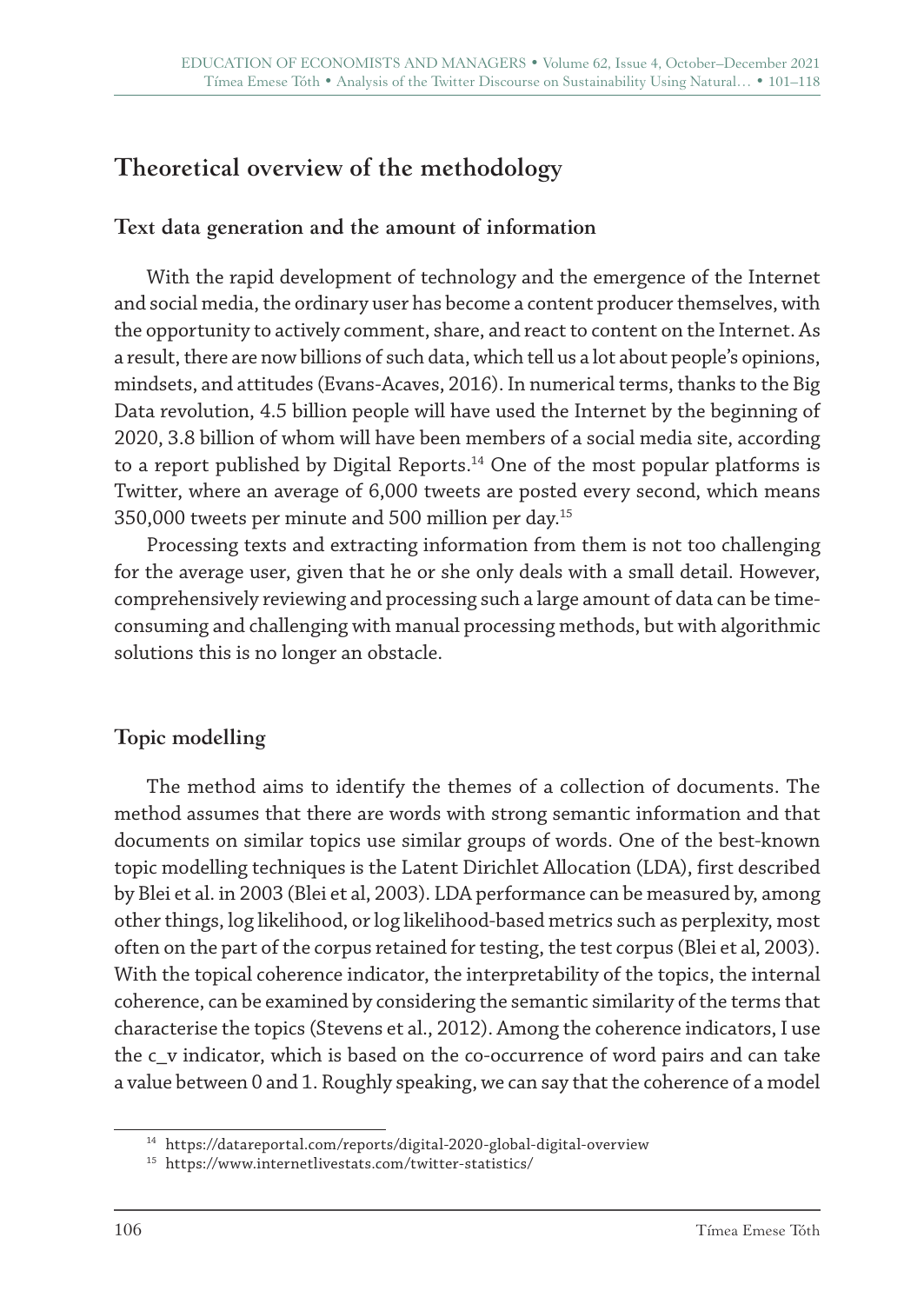## Theoretical overview of the methodology

### Text data generation and the amount of information

With the rapid development of technology and the emergence of the Internet and social media, the ordinary user has become a content producer themselves, with the opportunity to actively comment, share, and react to content on the Internet. As a result, there are now billions of such data, which tell us a lot about people's opinions, mindsets, and attitudes (Evans-Acaves, 2016). In numerical terms, thanks to the Big Data revolution, 4.5 billion people will have used the Internet by the beginning of 2020, 3.8 billion of whom will have been members of a social media site, according to a report published by Digital Reports.[14] One of the most popular platforms is Twitter, where an average of 6,000 tweets are posted every second, which means 350,000 tweets per minute and 500 million per day.[15]

Processing texts and extracting information from them is not too challenging for the average user, given that he or she only deals with a small detail. However, comprehensively reviewing and processing such a large amount of data can be time-consuming and challenging with manual processing methods, but with algorithmic solutions this is no longer an obstacle.

### Topic modelling

The method aims to identify the themes of a collection of documents. The method assumes that there are words with strong semantic information and that documents on similar topics use similar groups of words. One of the best-known topic modelling techniques is the Latent Dirichlet Allocation (LDA), first described by Blei et al. in 2003 (Blei et al, 2003). LDA performance can be measured by, among other things, log likelihood, or log likelihood-based metrics such as perplexity, most often on the part of the corpus retained for testing, the test corpus (Blei et al, 2003). With the topical coherence indicator, the interpretability of the topics, the internal coherence, can be examined by considering the semantic similarity of the terms that characterise the topics (Stevens et al., 2012). Among the coherence indicators, I use the c_v indicator, which is based on the co-occurrence of word pairs and can take a value between 0 and 1. Roughly speaking, we can say that the coherence of a model

---

[14] https://datareportal.com/reports/digital-2020-global-digital-overview

[15] https://www.internetlivestats.com/twitter-statistics/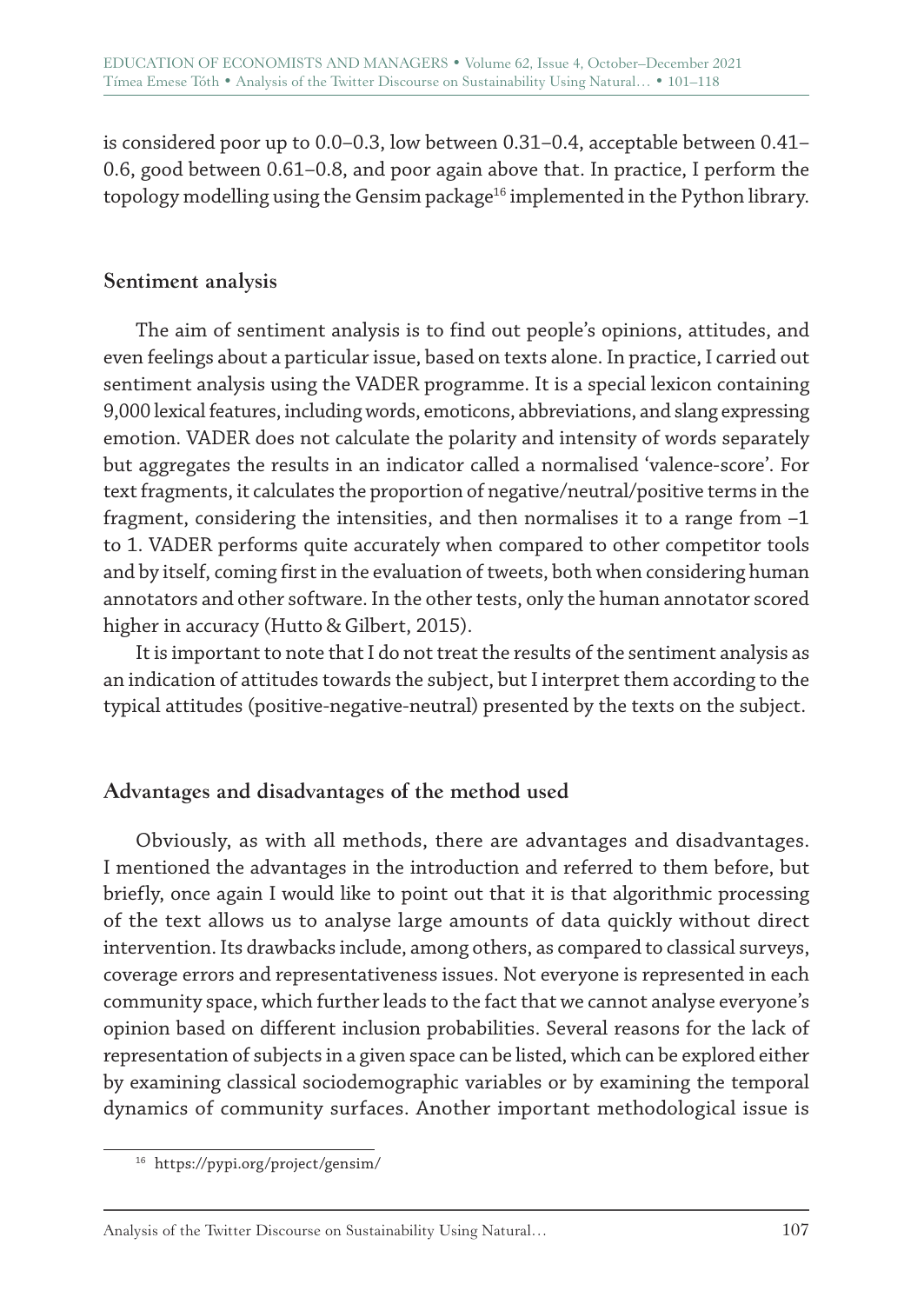is considered poor up to 0.0–0.3, low between 0.31–0.4, acceptable between 0.41–0.6, good between 0.61–0.8, and poor again above that. In practice, I perform the topology modelling using the Gensim package[16] implemented in the Python library.

## Sentiment analysis

The aim of sentiment analysis is to find out people's opinions, attitudes, and even feelings about a particular issue, based on texts alone. In practice, I carried out sentiment analysis using the VADER programme. It is a special lexicon containing 9,000 lexical features, including words, emoticons, abbreviations, and slang expressing emotion. VADER does not calculate the polarity and intensity of words separately but aggregates the results in an indicator called a normalised 'valence-score'. For text fragments, it calculates the proportion of negative/neutral/positive terms in the fragment, considering the intensities, and then normalises it to a range from –1 to 1. VADER performs quite accurately when compared to other competitor tools and by itself, coming first in the evaluation of tweets, both when considering human annotators and other software. In the other tests, only the human annotator scored higher in accuracy (Hutto & Gilbert, 2015).

It is important to note that I do not treat the results of the sentiment analysis as an indication of attitudes towards the subject, but I interpret them according to the typical attitudes (positive-negative-neutral) presented by the texts on the subject.

## Advantages and disadvantages of the method used

Obviously, as with all methods, there are advantages and disadvantages. I mentioned the advantages in the introduction and referred to them before, but briefly, once again I would like to point out that it is that algorithmic processing of the text allows us to analyse large amounts of data quickly without direct intervention. Its drawbacks include, among others, as compared to classical surveys, coverage errors and representativeness issues. Not everyone is represented in each community space, which further leads to the fact that we cannot analyse everyone's opinion based on different inclusion probabilities. Several reasons for the lack of representation of subjects in a given space can be listed, which can be explored either by examining classical sociodemographic variables or by examining the temporal dynamics of community surfaces. Another important methodological issue is

[16] https://pypi.org/project/gensim/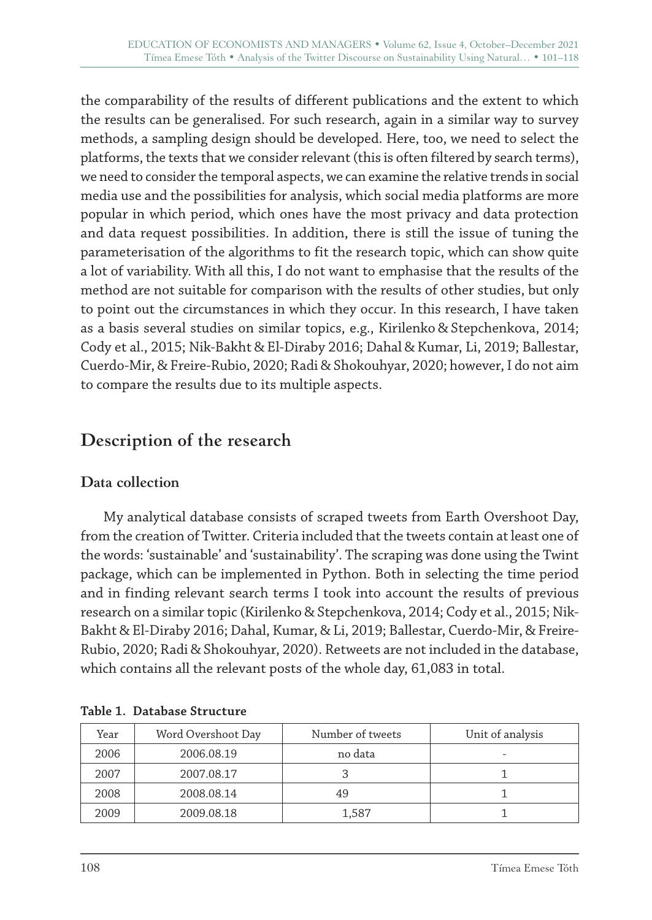the comparability of the results of different publications and the extent to which the results can be generalised. For such research, again in a similar way to survey methods, a sampling design should be developed. Here, too, we need to select the platforms, the texts that we consider relevant (this is often filtered by search terms), we need to consider the temporal aspects, we can examine the relative trends in social media use and the possibilities for analysis, which social media platforms are more popular in which period, which ones have the most privacy and data protection and data request possibilities. In addition, there is still the issue of tuning the parameterisation of the algorithms to fit the research topic, which can show quite a lot of variability. With all this, I do not want to emphasise that the results of the method are not suitable for comparison with the results of other studies, but only to point out the circumstances in which they occur. In this research, I have taken as a basis several studies on similar topics, e.g., Kirilenko & Stepchenkova, 2014; Cody et al., 2015; Nik-Bakht & El-Diraby 2016; Dahal & Kumar, Li, 2019; Ballestar, Cuerdo-Mir, & Freire-Rubio, 2020; Radi & Shokouhyar, 2020; however, I do not aim to compare the results due to its multiple aspects.

## Description of the research

### Data collection

My analytical database consists of scraped tweets from Earth Overshoot Day, from the creation of Twitter. Criteria included that the tweets contain at least one of the words: 'sustainable' and 'sustainability'. The scraping was done using the Twint package, which can be implemented in Python. Both in selecting the time period and in finding relevant search terms I took into account the results of previous research on a similar topic (Kirilenko & Stepchenkova, 2014; Cody et al., 2015; Nik-Bakht & El-Diraby 2016; Dahal, Kumar, & Li, 2019; Ballestar, Cuerdo-Mir, & Freire-Rubio, 2020; Radi & Shokouhyar, 2020). Retweets are not included in the database, which contains all the relevant posts of the whole day, 61,083 in total.

**Table 1. Database Structure**

| Year | Word Overshoot Day | Number of tweets | Unit of analysis |
|---|---|---|---|
| 2006 | 2006.08.19 | no data | - |
| 2007 | 2007.08.17 | 3 | 1 |
| 2008 | 2008.08.14 | 49 | 1 |
| 2009 | 2009.08.18 | 1,587 | 1 |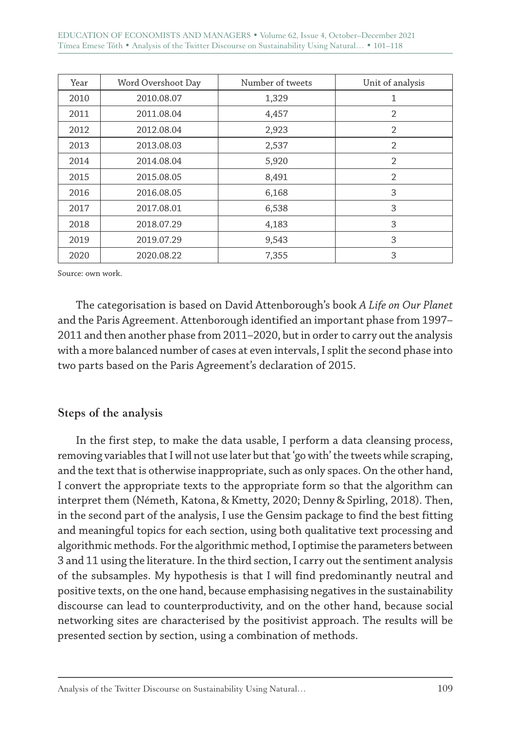| Year | Word Overshoot Day | Number of tweets | Unit of analysis |
| --- | --- | --- | --- |
| 2010 | 2010.08.07 | 1,329 | 1 |
| 2011 | 2011.08.04 | 4,457 | 2 |
| 2012 | 2012.08.04 | 2,923 | 2 |
| 2013 | 2013.08.03 | 2,537 | 2 |
| 2014 | 2014.08.04 | 5,920 | 2 |
| 2015 | 2015.08.05 | 8,491 | 2 |
| 2016 | 2016.08.05 | 6,168 | 3 |
| 2017 | 2017.08.01 | 6,538 | 3 |
| 2018 | 2018.07.29 | 4,183 | 3 |
| 2019 | 2019.07.29 | 9,543 | 3 |
| 2020 | 2020.08.22 | 7,355 | 3 |

Source: own work.

The categorisation is based on David Attenborough's book *A Life on Our Planet* and the Paris Agreement. Attenborough identified an important phase from 1997–2011 and then another phase from 2011–2020, but in order to carry out the analysis with a more balanced number of cases at even intervals, I split the second phase into two parts based on the Paris Agreement's declaration of 2015.

## Steps of the analysis

In the first step, to make the data usable, I perform a data cleansing process, removing variables that I will not use later but that 'go with' the tweets while scraping, and the text that is otherwise inappropriate, such as only spaces. On the other hand, I convert the appropriate texts to the appropriate form so that the algorithm can interpret them (Németh, Katona, & Kmetty, 2020; Denny & Spirling, 2018). Then, in the second part of the analysis, I use the Gensim package to find the best fitting and meaningful topics for each section, using both qualitative text processing and algorithmic methods. For the algorithmic method, I optimise the parameters between 3 and 11 using the literature. In the third section, I carry out the sentiment analysis of the subsamples. My hypothesis is that I will find predominantly neutral and positive texts, on the one hand, because emphasising negatives in the sustainability discourse can lead to counterproductivity, and on the other hand, because social networking sites are characterised by the positivist approach. The results will be presented section by section, using a combination of methods.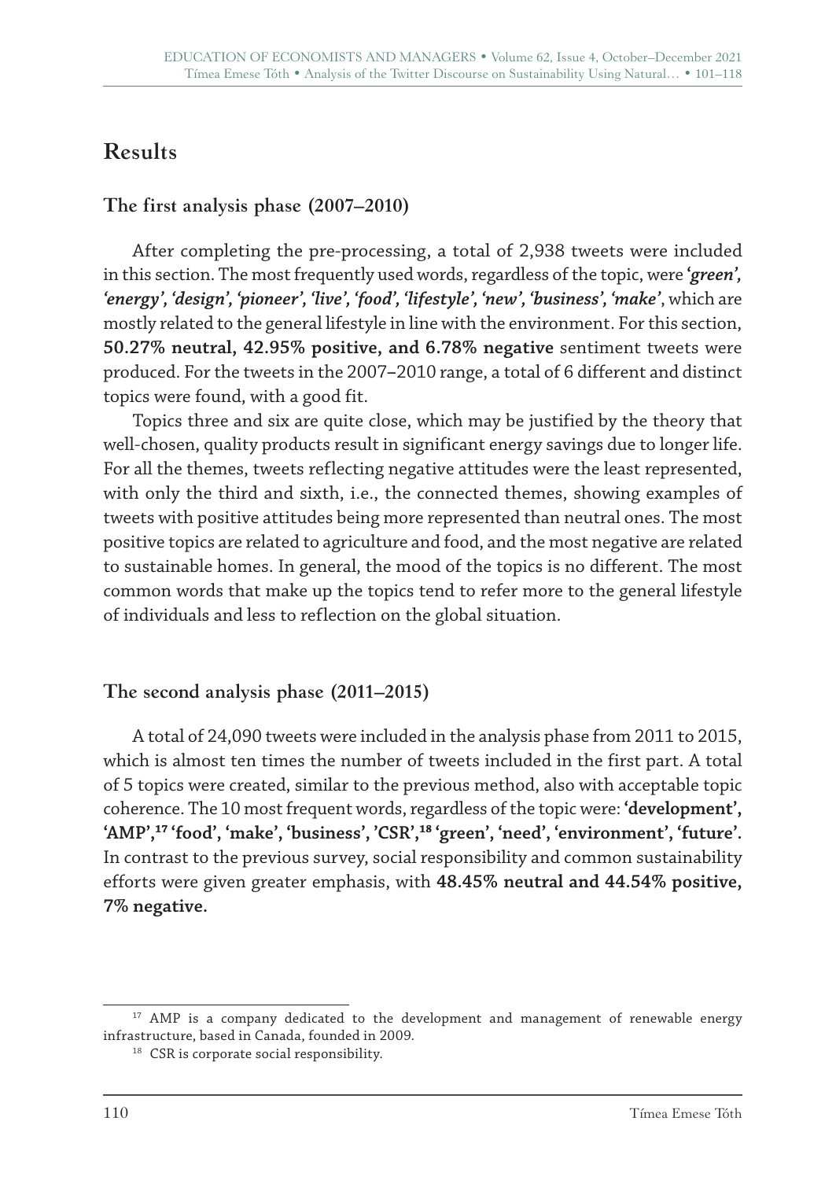## Results

### The first analysis phase (2007–2010)

After completing the pre-processing, a total of 2,938 tweets were included in this section. The most frequently used words, regardless of the topic, were ***'green', 'energy', 'design', 'pioneer', 'live', 'food', 'lifestyle', 'new', 'business', 'make'***, which are mostly related to the general lifestyle in line with the environment. For this section, **50.27% neutral, 42.95% positive, and 6.78% negative** sentiment tweets were produced. For the tweets in the 2007–2010 range, a total of 6 different and distinct topics were found, with a good fit.

Topics three and six are quite close, which may be justified by the theory that well-chosen, quality products result in significant energy savings due to longer life. For all the themes, tweets reflecting negative attitudes were the least represented, with only the third and sixth, i.e., the connected themes, showing examples of tweets with positive attitudes being more represented than neutral ones. The most positive topics are related to agriculture and food, and the most negative are related to sustainable homes. In general, the mood of the topics is no different. The most common words that make up the topics tend to refer more to the general lifestyle of individuals and less to reflection on the global situation.

### The second analysis phase (2011–2015)

A total of 24,090 tweets were included in the analysis phase from 2011 to 2015, which is almost ten times the number of tweets included in the first part. A total of 5 topics were created, similar to the previous method, also with acceptable topic coherence. The 10 most frequent words, regardless of the topic were: **'development', 'AMP',[17] 'food', 'make', 'business', 'CSR',[18] 'green', 'need', 'environment', 'future'.** In contrast to the previous survey, social responsibility and common sustainability efforts were given greater emphasis, with **48.45% neutral and 44.54% positive, 7% negative.**

---

[17] AMP is a company dedicated to the development and management of renewable energy infrastructure, based in Canada, founded in 2009.

[18] CSR is corporate social responsibility.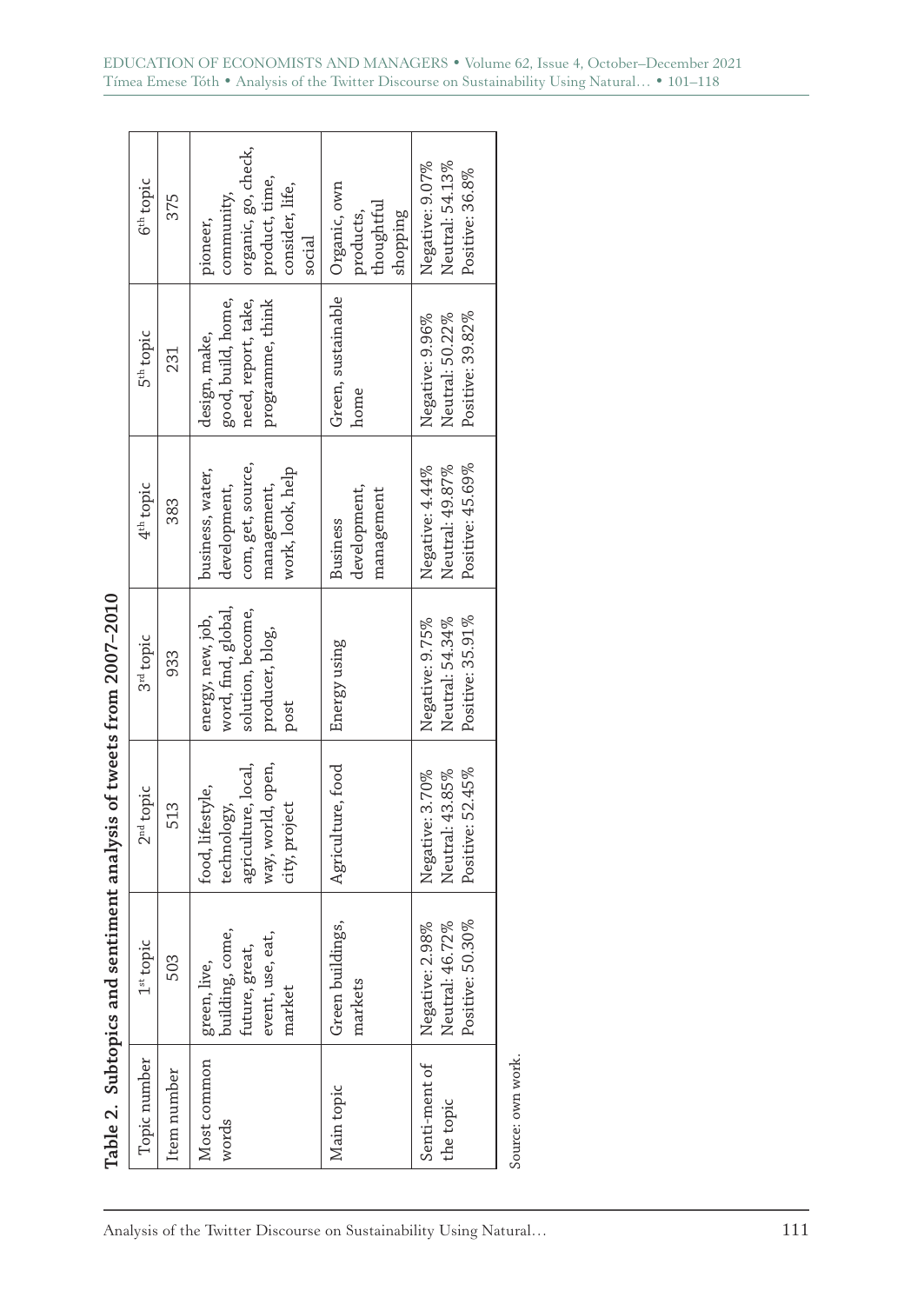**Table 2. Subtopics and sentiment analysis of tweets from 2007–2010**

| Topic number | 1st topic | 2nd topic | 3rd topic | 4th topic | 5th topic | 6th topic |
|---|---|---|---|---|---|---|
| Item number | 503 | 513 | 933 | 383 | 231 | 375 |
| Most common words | green, live, building, come, future, great, event, use, eat, market | food, lifestyle, technology, agriculture, local, way, world, open, city, project | energy, new, job, word, find, global, solution, become, producer, blog, post | business, water, development, com, get, source, management, work, look, help | design, make, good, build, home, need, report, take, programme, think | pioneer, community, organic, go, check, product, time, consider, life, social |
| Main topic | Green buildings, markets | Agriculture, food | Energy using | Business development, management | Green, sustainable home | Organic, own products, thoughtful shopping |
| Senti-ment of the topic | Negative: 2.98%<br>Neutral: 46.72%<br>Positive: 50.30% | Negative: 3.70%<br>Neutral: 43.85%<br>Positive: 52.45% | Negative: 9.75%<br>Neutral: 54.34%<br>Positive: 35.91% | Negative: 4.44%<br>Neutral: 49.87%<br>Positive: 45.69% | Negative: 9.96%<br>Neutral: 50.22%<br>Positive: 39.82% | Negative: 9.07%<br>Neutral: 54.13%<br>Positive: 36.8% |

Source: own work.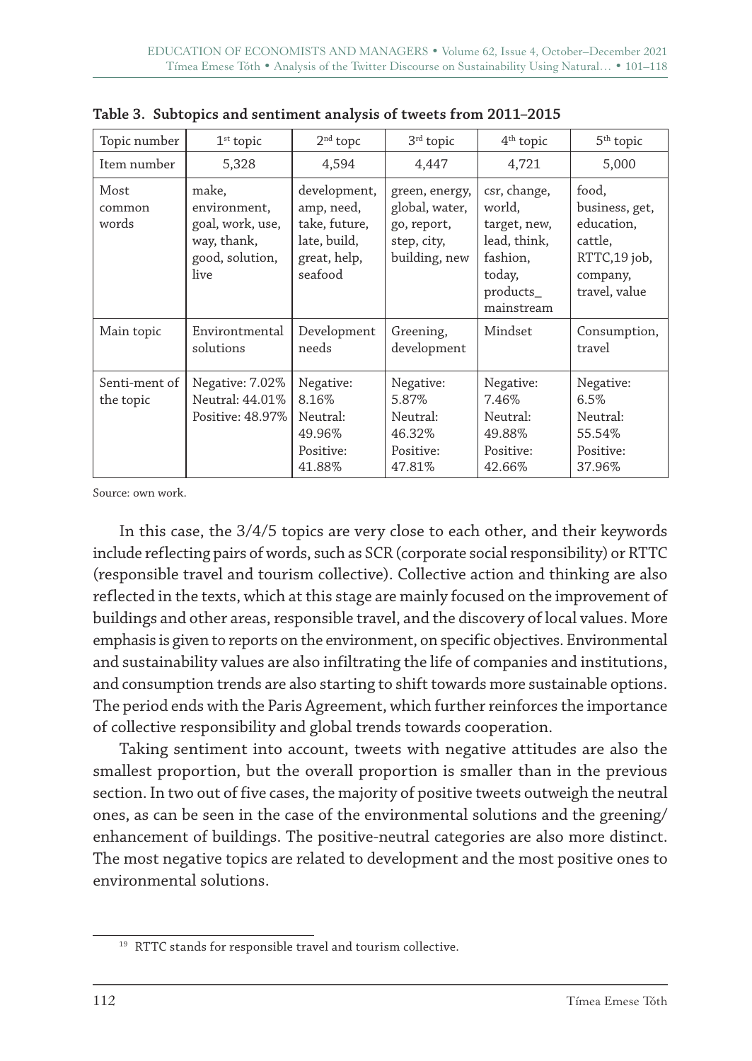**Table 3. Subtopics and sentiment analysis of tweets from 2011–2015**

| Topic number | 1st topic | 2nd topc | 3rd topic | 4th topic | 5th topic |
|---|---|---|---|---|---|
| Item number | 5,328 | 4,594 | 4,447 | 4,721 | 5,000 |
| Most common words | make, environment, goal, work, use, way, thank, good, solution, live | development, amp, need, take, future, late, build, great, help, seafood | green, energy, global, water, go, report, step, city, building, new | csr, change, world, target, new, lead, think, fashion, today, products_mainstream | food, business, get, education, cattle, RTTC,19 job, company, travel, value |
| Main topic | Environtmental solutions | Development needs | Greening, development | Mindset | Consumption, travel |
| Senti-ment of the topic | Negative: 7.02% Neutral: 44.01% Positive: 48.97% | Negative: 8.16% Neutral: 49.96% Positive: 41.88% | Negative: 5.87% Neutral: 46.32% Positive: 47.81% | Negative: 7.46% Neutral: 49.88% Positive: 42.66% | Negative: 6.5% Neutral: 55.54% Positive: 37.96% |

Source: own work.

In this case, the 3/4/5 topics are very close to each other, and their keywords include reflecting pairs of words, such as SCR (corporate social responsibility) or RTTC (responsible travel and tourism collective). Collective action and thinking are also reflected in the texts, which at this stage are mainly focused on the improvement of buildings and other areas, responsible travel, and the discovery of local values. More emphasis is given to reports on the environment, on specific objectives. Environmental and sustainability values are also infiltrating the life of companies and institutions, and consumption trends are also starting to shift towards more sustainable options. The period ends with the Paris Agreement, which further reinforces the importance of collective responsibility and global trends towards cooperation.

Taking sentiment into account, tweets with negative attitudes are also the smallest proportion, but the overall proportion is smaller than in the previous section. In two out of five cases, the majority of positive tweets outweigh the neutral ones, as can be seen in the case of the environmental solutions and the greening/enhancement of buildings. The positive-neutral categories are also more distinct. The most negative topics are related to development and the most positive ones to environmental solutions.

[19] RTTC stands for responsible travel and tourism collective.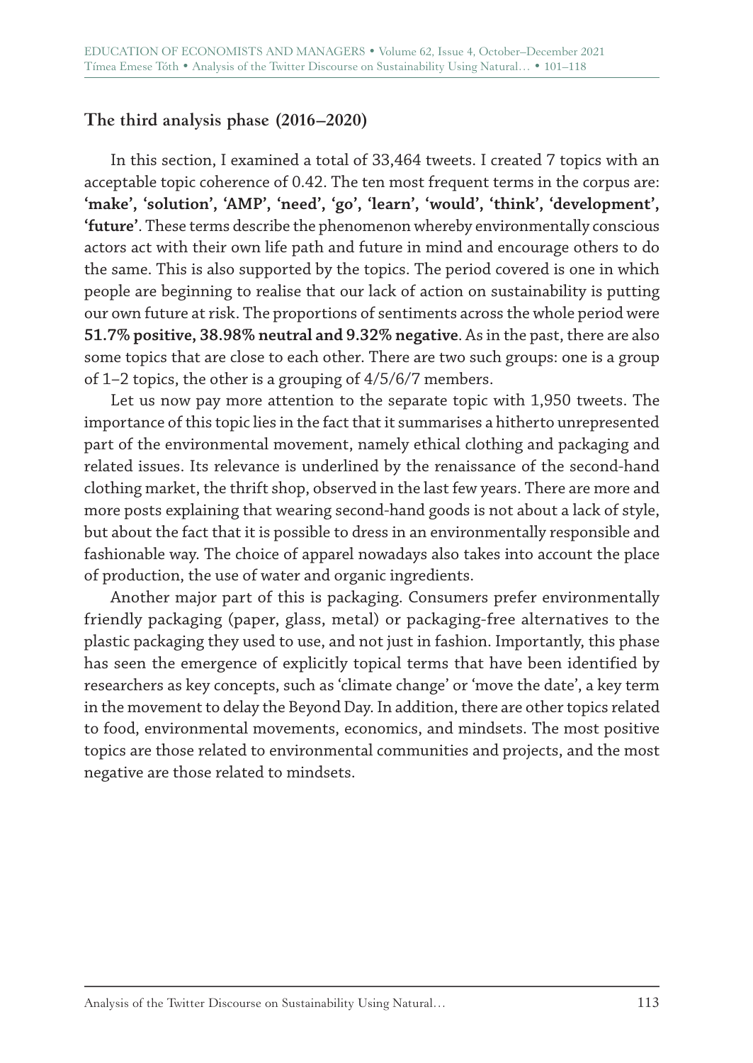### The third analysis phase (2016–2020)

In this section, I examined a total of 33,464 tweets. I created 7 topics with an acceptable topic coherence of 0.42. The ten most frequent terms in the corpus are: **'make', 'solution', 'AMP', 'need', 'go', 'learn', 'would', 'think', 'development', 'future'**. These terms describe the phenomenon whereby environmentally conscious actors act with their own life path and future in mind and encourage others to do the same. This is also supported by the topics. The period covered is one in which people are beginning to realise that our lack of action on sustainability is putting our own future at risk. The proportions of sentiments across the whole period were **51.7% positive, 38.98% neutral and 9.32% negative**. As in the past, there are also some topics that are close to each other. There are two such groups: one is a group of 1–2 topics, the other is a grouping of 4/5/6/7 members.

Let us now pay more attention to the separate topic with 1,950 tweets. The importance of this topic lies in the fact that it summarises a hitherto unrepresented part of the environmental movement, namely ethical clothing and packaging and related issues. Its relevance is underlined by the renaissance of the second-hand clothing market, the thrift shop, observed in the last few years. There are more and more posts explaining that wearing second-hand goods is not about a lack of style, but about the fact that it is possible to dress in an environmentally responsible and fashionable way. The choice of apparel nowadays also takes into account the place of production, the use of water and organic ingredients.

Another major part of this is packaging. Consumers prefer environmentally friendly packaging (paper, glass, metal) or packaging-free alternatives to the plastic packaging they used to use, and not just in fashion. Importantly, this phase has seen the emergence of explicitly topical terms that have been identified by researchers as key concepts, such as 'climate change' or 'move the date', a key term in the movement to delay the Beyond Day. In addition, there are other topics related to food, environmental movements, economics, and mindsets. The most positive topics are those related to environmental communities and projects, and the most negative are those related to mindsets.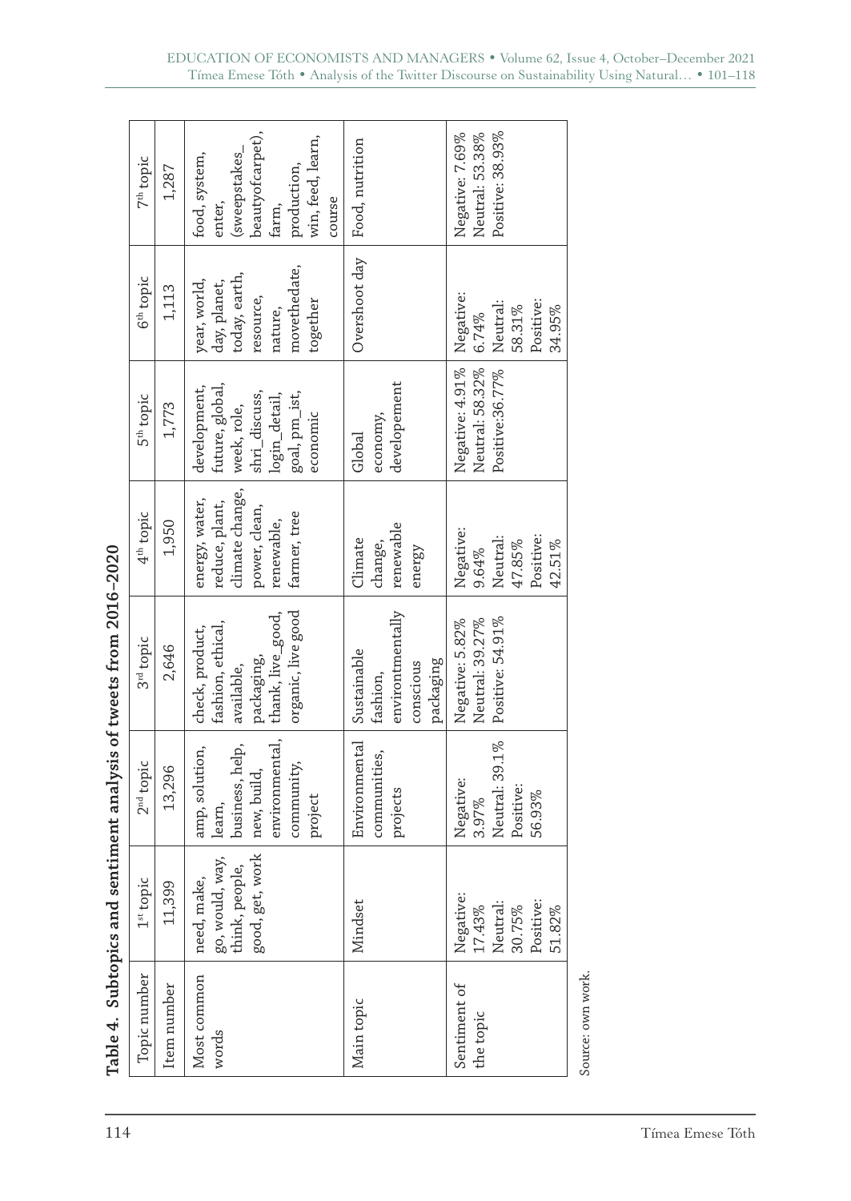**Table 4. Subtopics and sentiment analysis of tweets from 2016–2020**

| Topic number | 1st topic | 2nd topic | 3rd topic | 4th topic | 5th topic | 6th topic | 7th topic |
|---|---|---|---|---|---|---|---|
| Item number | 11,399 | 13,296 | 2,646 | 1,950 | 1,773 | 1,113 | 1,287 |
| Most common words | need, make, go, would, way, think, people, good, get, work | amp, solution, learn, business, help, new, build, environmental, community, project | check, product, fashion, ethical, available, packaging, thank, live_good, organic, live good | energy, water, reduce, plant, climate change, power, clean, renewable, farmer, tree | development, future, global, week, role, shri_discuss, login_detail, goal, pm_ist, economic | year, world, day, planet, today, earth, resource, nature, movethedate, together | food, system, enter, (sweepstakes_beautyofcarpet), farm, production, win, feed, learn, course |
| Main topic | Mindset | Environmental communities, projects | Sustainable fashion, environtmentally conscious packaging | Climate change, renewable energy | Global economy, developement | Overshoot day | Food, nutrition |
| Sentiment of the topic | Negative: 17.43% Neutral: 30.75% Positive: 51.82% | Negative: 3.97% Neutral: 39.1% Positive: 56.93% | Negative: 5.82% Neutral: 39.27% Positive: 54.91% | Negative: 9.64% Neutral: 47.85% Positive: 42.51% | Negative: 4.91% Neutral: 58.32% Positive:36.77% | Negative: 6.74% Neutral: 58.31% Positive: 34.95% | Negative: 7.69% Neutral: 53.38% Positive: 38.93% |

Source: own work.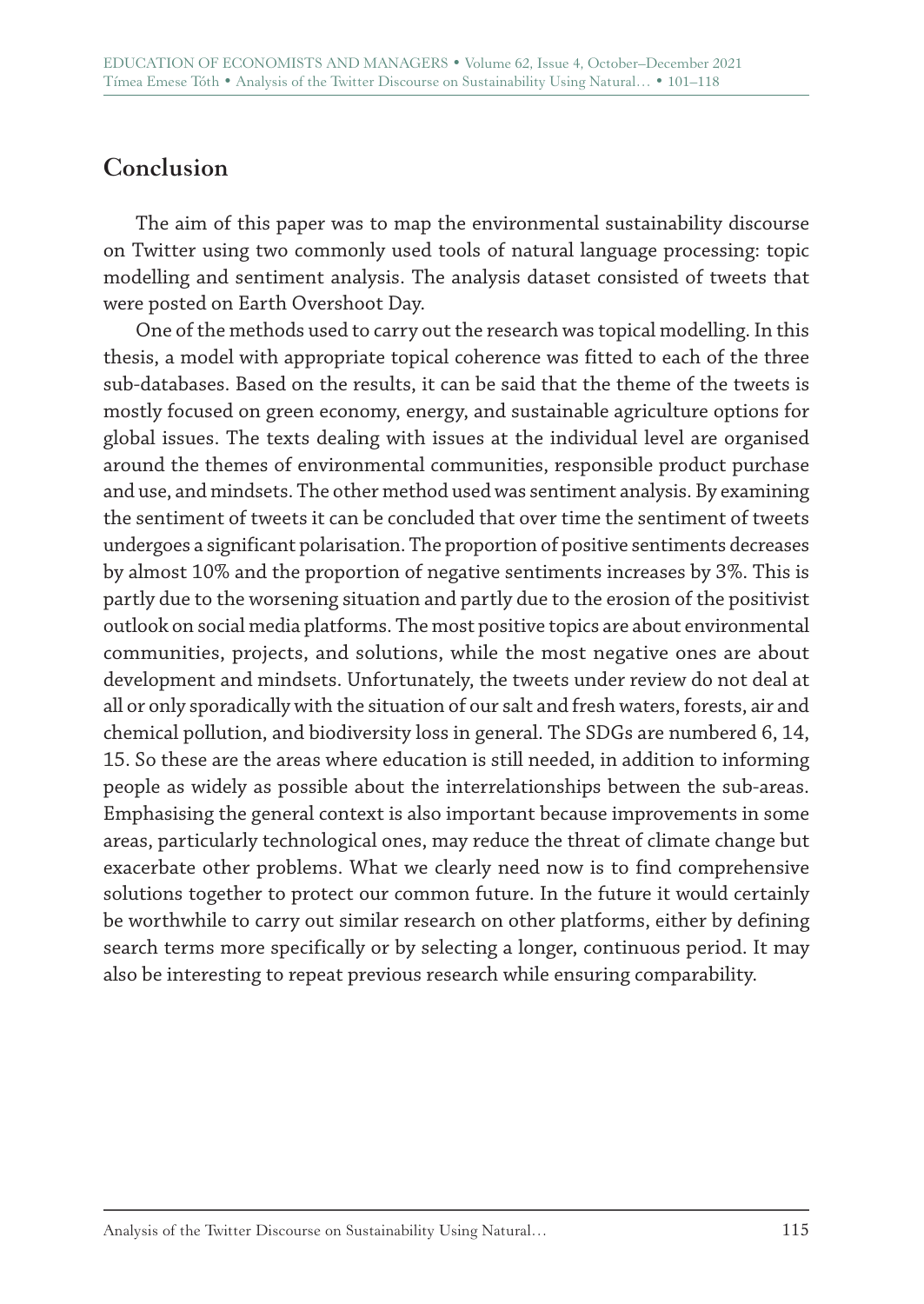## Conclusion

The aim of this paper was to map the environmental sustainability discourse on Twitter using two commonly used tools of natural language processing: topic modelling and sentiment analysis. The analysis dataset consisted of tweets that were posted on Earth Overshoot Day.

One of the methods used to carry out the research was topical modelling. In this thesis, a model with appropriate topical coherence was fitted to each of the three sub-databases. Based on the results, it can be said that the theme of the tweets is mostly focused on green economy, energy, and sustainable agriculture options for global issues. The texts dealing with issues at the individual level are organised around the themes of environmental communities, responsible product purchase and use, and mindsets. The other method used was sentiment analysis. By examining the sentiment of tweets it can be concluded that over time the sentiment of tweets undergoes a significant polarisation. The proportion of positive sentiments decreases by almost 10% and the proportion of negative sentiments increases by 3%. This is partly due to the worsening situation and partly due to the erosion of the positivist outlook on social media platforms. The most positive topics are about environmental communities, projects, and solutions, while the most negative ones are about development and mindsets. Unfortunately, the tweets under review do not deal at all or only sporadically with the situation of our salt and fresh waters, forests, air and chemical pollution, and biodiversity loss in general. The SDGs are numbered 6, 14, 15. So these are the areas where education is still needed, in addition to informing people as widely as possible about the interrelationships between the sub-areas. Emphasising the general context is also important because improvements in some areas, particularly technological ones, may reduce the threat of climate change but exacerbate other problems. What we clearly need now is to find comprehensive solutions together to protect our common future. In the future it would certainly be worthwhile to carry out similar research on other platforms, either by defining search terms more specifically or by selecting a longer, continuous period. It may also be interesting to repeat previous research while ensuring comparability.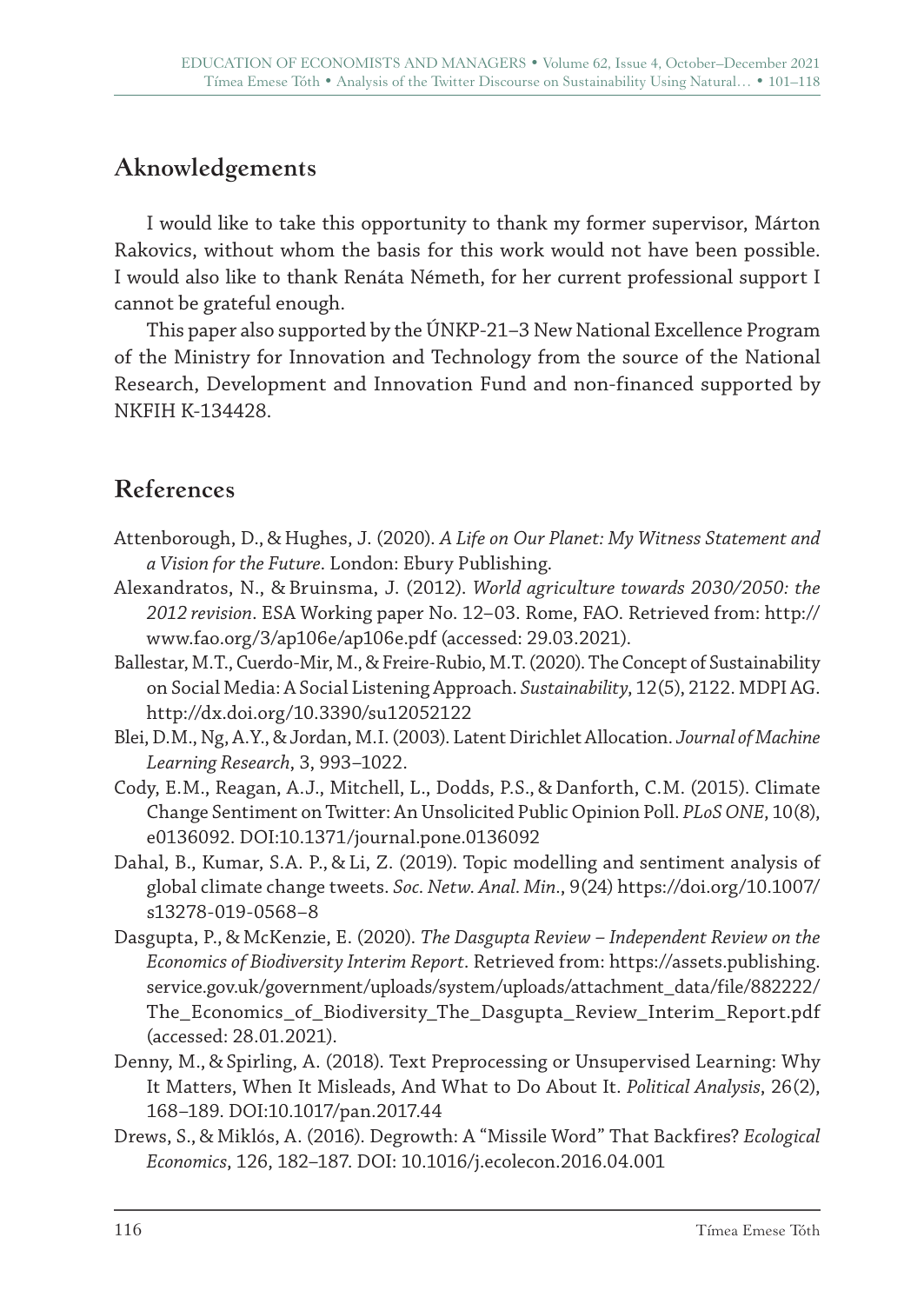## Aknowledgements

I would like to take this opportunity to thank my former supervisor, Márton Rakovics, without whom the basis for this work would not have been possible. I would also like to thank Renáta Németh, for her current professional support I cannot be grateful enough.

This paper also supported by the ÚNKP-21–3 New National Excellence Program of the Ministry for Innovation and Technology from the source of the National Research, Development and Innovation Fund and non-financed supported by NKFIH K-134428.

## References

Attenborough, D., & Hughes, J. (2020). *A Life on Our Planet: My Witness Statement and a Vision for the Future*. London: Ebury Publishing.

Alexandratos, N., & Bruinsma, J. (2012). *World agriculture towards 2030/2050: the 2012 revision*. ESA Working paper No. 12–03. Rome, FAO. Retrieved from: http://www.fao.org/3/ap106e/ap106e.pdf (accessed: 29.03.2021).

Ballestar, M.T., Cuerdo-Mir, M., & Freire-Rubio, M.T. (2020). The Concept of Sustainability on Social Media: A Social Listening Approach. *Sustainability*, 12(5), 2122. MDPI AG. http://dx.doi.org/10.3390/su12052122

Blei, D.M., Ng, A.Y., & Jordan, M.I. (2003). Latent Dirichlet Allocation. *Journal of Machine Learning Research*, 3, 993–1022.

Cody, E.M., Reagan, A.J., Mitchell, L., Dodds, P.S., & Danforth, C.M. (2015). Climate Change Sentiment on Twitter: An Unsolicited Public Opinion Poll. *PLoS ONE*, 10(8), e0136092. DOI:10.1371/journal.pone.0136092

Dahal, B., Kumar, S.A. P., & Li, Z. (2019). Topic modelling and sentiment analysis of global climate change tweets. *Soc. Netw. Anal. Min.*, 9(24) https://doi.org/10.1007/s13278-019-0568–8

Dasgupta, P., & McKenzie, E. (2020). *The Dasgupta Review – Independent Review on the Economics of Biodiversity Interim Report*. Retrieved from: https://assets.publishing.service.gov.uk/government/uploads/system/uploads/attachment_data/file/882222/The_Economics_of_Biodiversity_The_Dasgupta_Review_Interim_Report.pdf (accessed: 28.01.2021).

Denny, M., & Spirling, A. (2018). Text Preprocessing or Unsupervised Learning: Why It Matters, When It Misleads, And What to Do About It. *Political Analysis*, 26(2), 168–189. DOI:10.1017/pan.2017.44

Drews, S., & Miklós, A. (2016). Degrowth: A "Missile Word" That Backfires? *Ecological Economics*, 126, 182–187. DOI: 10.1016/j.ecolecon.2016.04.001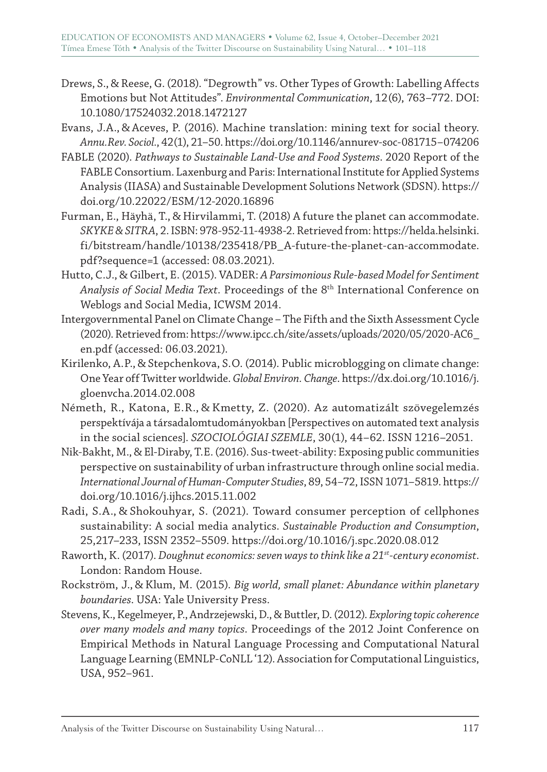Drews, S., & Reese, G. (2018). “Degrowth” vs. Other Types of Growth: Labelling Affects Emotions but Not Attitudes”. *Environmental Communication*, 12(6), 763–772. DOI: 10.1080/17524032.2018.1472127

Evans, J.A., & Aceves, P. (2016). Machine translation: mining text for social theory. *Annu.Rev. Sociol.*, 42(1), 21–50. https://doi.org/10.1146/annurev-soc-081715–074206

FABLE (2020). *Pathways to Sustainable Land-Use and Food Systems*. 2020 Report of the FABLE Consortium. Laxenburg and Paris: International Institute for Applied Systems Analysis (IIASA) and Sustainable Development Solutions Network (SDSN). https://doi.org/10.22022/ESM/12-2020.16896

Furman, E., Häyhä, T., & Hirvilammi, T. (2018) A future the planet can accommodate. *SKYKE & SITRA*, 2. ISBN: 978-952-11-4938-2. Retrieved from: https://helda.helsinki.fi/bitstream/handle/10138/235418/PB_A-future-the-planet-can-accommodate.pdf?sequence=1 (accessed: 08.03.2021).

Hutto, C.J., & Gilbert, E. (2015). VADER: *A Parsimonious Rule-based Model for Sentiment Analysis of Social Media Text*. Proceedings of the 8th International Conference on Weblogs and Social Media, ICWSM 2014.

Intergovernmental Panel on Climate Change – The Fifth and the Sixth Assessment Cycle (2020). Retrieved from: https://www.ipcc.ch/site/assets/uploads/2020/05/2020-AC6_en.pdf (accessed: 06.03.2021).

Kirilenko, A.P., & Stepchenkova, S.O. (2014). Public microblogging on climate change: One Year off Twitter worldwide. *Global Environ. Change*. https://dx.doi.org/10.1016/j.gloenvcha.2014.02.008

Németh, R., Katona, E.R., & Kmetty, Z. (2020). Az automatizált szövegelemzés perspektívája a társadalomtudományokban [Perspectives on automated text analysis in the social sciences]. *SZOCIOLÓGIAI SZEMLE*, 30(1), 44–62. ISSN 1216–2051.

Nik-Bakht, M., & El-Diraby, T.E. (2016). Sus-tweet-ability: Exposing public communities perspective on sustainability of urban infrastructure through online social media. *International Journal of Human-Computer Studies*, 89, 54–72, ISSN 1071–5819. https://doi.org/10.1016/j.ijhcs.2015.11.002

Radi, S.A., & Shokouhyar, S. (2021). Toward consumer perception of cellphones sustainability: A social media analytics. *Sustainable Production and Consumption*, 25,217–233, ISSN 2352–5509. https://doi.org/10.1016/j.spc.2020.08.012

Raworth, K. (2017). *Doughnut economics: seven ways to think like a 21st-century economist*. London: Random House.

Rockström, J., & Klum, M. (2015). *Big world, small planet: Abundance within planetary boundaries*. USA: Yale University Press.

Stevens, K., Kegelmeyer, P., Andrzejewski, D., & Buttler, D. (2012). *Exploring topic coherence over many models and many topics*. Proceedings of the 2012 Joint Conference on Empirical Methods in Natural Language Processing and Computational Natural Language Learning (EMNLP-CoNLL ‘12). Association for Computational Linguistics, USA, 952–961.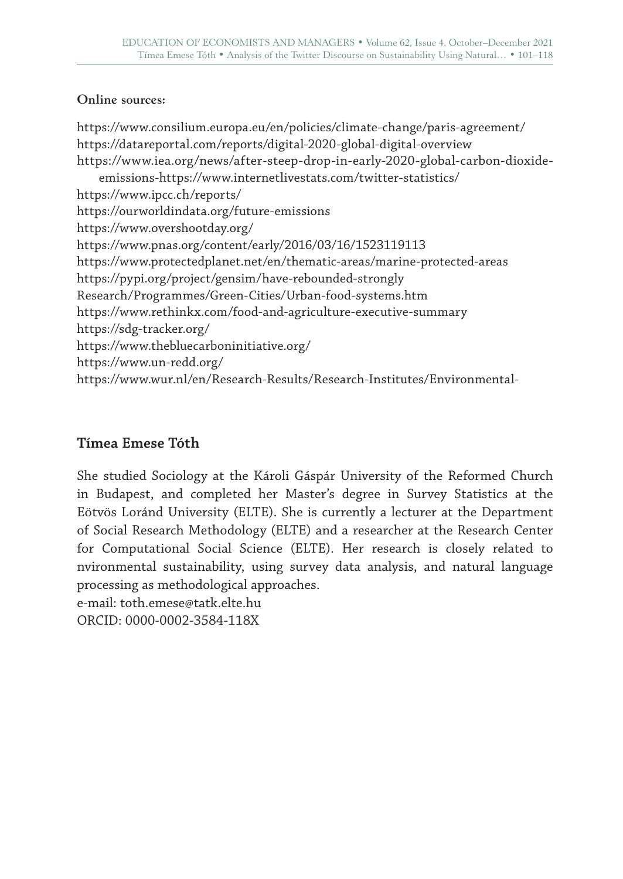**Online sources:**

https://www.consilium.europa.eu/en/policies/climate-change/paris-agreement/
https://datareportal.com/reports/digital-2020-global-digital-overview
https://www.iea.org/news/after-steep-drop-in-early-2020-global-carbon-dioxide-emissions-https://www.internetlivestats.com/twitter-statistics/
https://www.ipcc.ch/reports/
https://ourworldindata.org/future-emissions
https://www.overshootday.org/
https://www.pnas.org/content/early/2016/03/16/1523119113
https://www.protectedplanet.net/en/thematic-areas/marine-protected-areas
https://pypi.org/project/gensim/have-rebounded-strongly
Research/Programmes/Green-Cities/Urban-food-systems.htm
https://www.rethinkx.com/food-and-agriculture-executive-summary
https://sdg-tracker.org/
https://www.thebluecarboninitiative.org/
https://www.un-redd.org/
https://www.wur.nl/en/Research-Results/Research-Institutes/Environmental-

## Tímea Emese Tóth

She studied Sociology at the Károli Gáspár University of the Reformed Church in Budapest, and completed her Master's degree in Survey Statistics at the Eötvös Loránd University (ELTE). She is currently a lecturer at the Department of Social Research Methodology (ELTE) and a researcher at the Research Center for Computational Social Science (ELTE). Her research is closely related to nvironmental sustainability, using survey data analysis, and natural language processing as methodological approaches.
e-mail: toth.emese@tatk.elte.hu
ORCID: 0000-0002-3584-118X